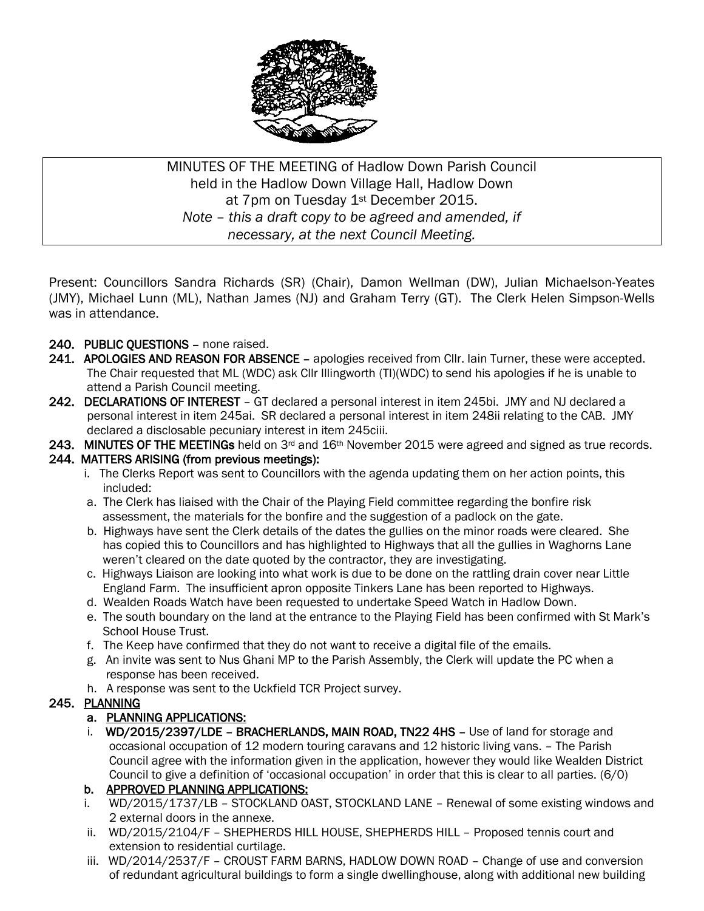MINUTES OF THE MEETING of Hadlow Down Parish Council
held in the Hadlow Down Village Hall, Hadlow Down
at 7pm on Tuesday 1st December 2015.
*Note – this a draft copy to be agreed and amended, if necessary, at the next Council Meeting.*

Present: Councillors Sandra Richards (SR) (Chair), Damon Wellman (DW), Julian Michaelson-Yeates (JMY), Michael Lunn (ML), Nathan James (NJ) and Graham Terry (GT). The Clerk Helen Simpson-Wells was in attendance.

**240. PUBLIC QUESTIONS** – none raised.

**241. APOLOGIES AND REASON FOR ABSENCE** – apologies received from Cllr. Iain Turner, these were accepted. The Chair requested that ML (WDC) ask Cllr Illingworth (TI)(WDC) to send his apologies if he is unable to attend a Parish Council meeting.

**242. DECLARATIONS OF INTEREST** – GT declared a personal interest in item 245bi. JMY and NJ declared a personal interest in item 245ai. SR declared a personal interest in item 248ii relating to the CAB. JMY declared a disclosable pecuniary interest in item 245ciii.

**243. MINUTES OF THE MEETINGs** held on 3rd and 16th November 2015 were agreed and signed as true records.

**244. MATTERS ARISING (from previous meetings):**

i. The Clerks Report was sent to Councillors with the agenda updating them on her action points, this included:

a. The Clerk has liaised with the Chair of the Playing Field committee regarding the bonfire risk assessment, the materials for the bonfire and the suggestion of a padlock on the gate.

b. Highways have sent the Clerk details of the dates the gullies on the minor roads were cleared. She has copied this to Councillors and has highlighted to Highways that all the gullies in Waghorns Lane weren't cleared on the date quoted by the contractor, they are investigating.

c. Highways Liaison are looking into what work is due to be done on the rattling drain cover near Little England Farm. The insufficient apron opposite Tinkers Lane has been reported to Highways.

d. Wealden Roads Watch have been requested to undertake Speed Watch in Hadlow Down.

e. The south boundary on the land at the entrance to the Playing Field has been confirmed with St Mark's School House Trust.

f. The Keep have confirmed that they do not want to receive a digital file of the emails.

g. An invite was sent to Nus Ghani MP to the Parish Assembly, the Clerk will update the PC when a response has been received.

h. A response was sent to the Uckfield TCR Project survey.

**245. PLANNING**

**a. PLANNING APPLICATIONS:**

i. **WD/2015/2397/LDE – BRACHERLANDS, MAIN ROAD, TN22 4HS** – Use of land for storage and occasional occupation of 12 modern touring caravans and 12 historic living vans. – The Parish Council agree with the information given in the application, however they would like Wealden District Council to give a definition of 'occasional occupation' in order that this is clear to all parties. (6/0)

**b. APPROVED PLANNING APPLICATIONS:**

i. WD/2015/1737/LB – STOCKLAND OAST, STOCKLAND LANE – Renewal of some existing windows and 2 external doors in the annexe.

ii. WD/2015/2104/F – SHEPHERDS HILL HOUSE, SHEPHERDS HILL – Proposed tennis court and extension to residential curtilage.

iii. WD/2014/2537/F – CROUST FARM BARNS, HADLOW DOWN ROAD – Change of use and conversion of redundant agricultural buildings to form a single dwellinghouse, along with additional new building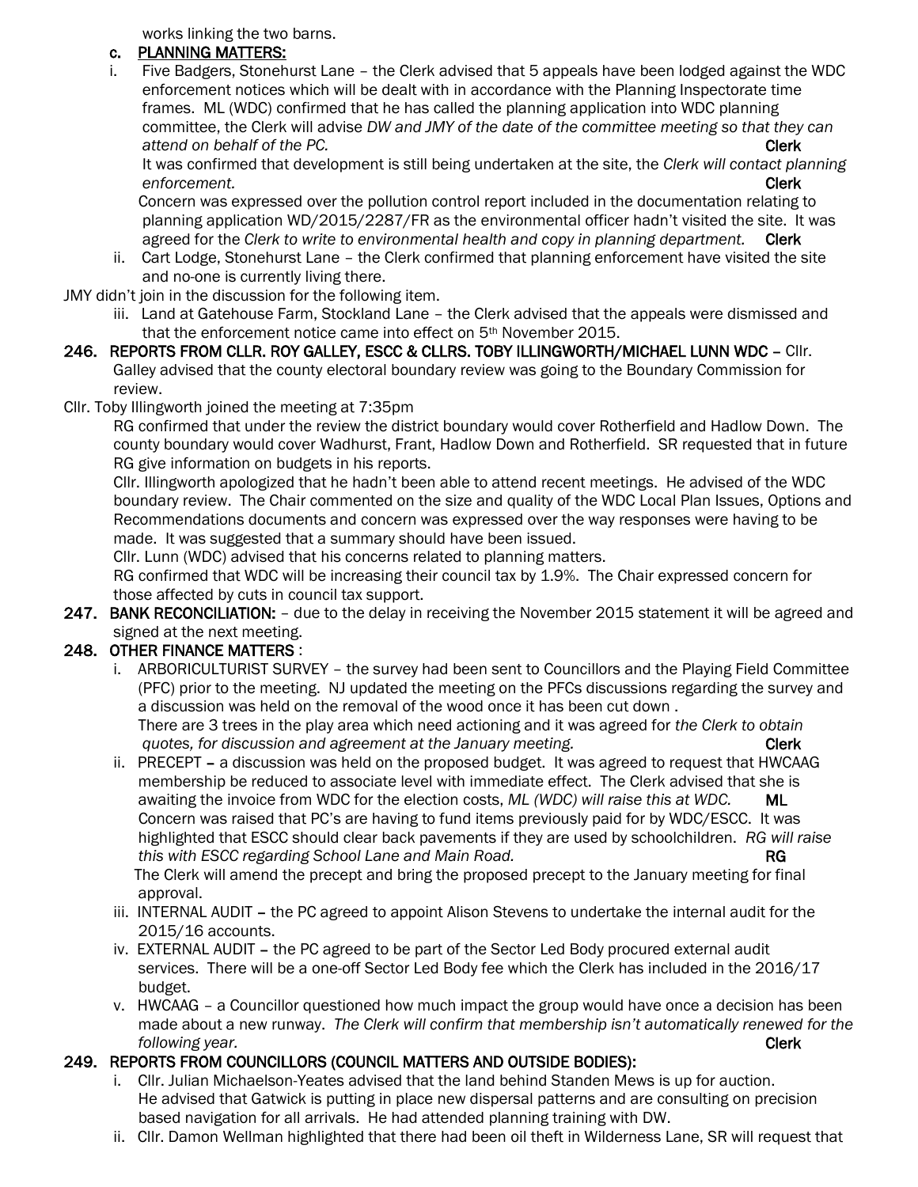works linking the two barns.

**c. PLANNING MATTERS:**

i. Five Badgers, Stonehurst Lane – the Clerk advised that 5 appeals have been lodged against the WDC enforcement notices which will be dealt with in accordance with the Planning Inspectorate time frames. ML (WDC) confirmed that he has called the planning application into WDC planning committee, the Clerk will advise *DW and JMY of the date of the committee meeting so that they can attend on behalf of the PC.* **Clerk**

It was confirmed that development is still being undertaken at the site, the *Clerk will contact planning enforcement.* **Clerk**

Concern was expressed over the pollution control report included in the documentation relating to planning application WD/2015/2287/FR as the environmental officer hadn't visited the site. It was agreed for the *Clerk to write to environmental health and copy in planning department.* **Clerk**

ii. Cart Lodge, Stonehurst Lane – the Clerk confirmed that planning enforcement have visited the site and no-one is currently living there.

JMY didn't join in the discussion for the following item.

iii. Land at Gatehouse Farm, Stockland Lane – the Clerk advised that the appeals were dismissed and that the enforcement notice came into effect on 5th November 2015.

**246. REPORTS FROM CLLR. ROY GALLEY, ESCC & CLLRS. TOBY ILLINGWORTH/MICHAEL LUNN WDC –** Cllr. Galley advised that the county electoral boundary review was going to the Boundary Commission for review.

Cllr. Toby Illingworth joined the meeting at 7:35pm

RG confirmed that under the review the district boundary would cover Rotherfield and Hadlow Down. The county boundary would cover Wadhurst, Frant, Hadlow Down and Rotherfield. SR requested that in future RG give information on budgets in his reports.

Cllr. Illingworth apologized that he hadn't been able to attend recent meetings. He advised of the WDC boundary review. The Chair commented on the size and quality of the WDC Local Plan Issues, Options and Recommendations documents and concern was expressed over the way responses were having to be made. It was suggested that a summary should have been issued.

Cllr. Lunn (WDC) advised that his concerns related to planning matters.

RG confirmed that WDC will be increasing their council tax by 1.9%. The Chair expressed concern for those affected by cuts in council tax support.

**247. BANK RECONCILIATION:** – due to the delay in receiving the November 2015 statement it will be agreed and signed at the next meeting.

**248. OTHER FINANCE MATTERS** :

i. ARBORICULTURIST SURVEY – the survey had been sent to Councillors and the Playing Field Committee (PFC) prior to the meeting. NJ updated the meeting on the PFCs discussions regarding the survey and a discussion was held on the removal of the wood once it has been cut down .

There are 3 trees in the play area which need actioning and it was agreed for *the Clerk to obtain quotes, for discussion and agreement at the January meeting.* **Clerk**

ii. PRECEPT – a discussion was held on the proposed budget. It was agreed to request that HWCAAG membership be reduced to associate level with immediate effect. The Clerk advised that she is awaiting the invoice from WDC for the election costs, *ML (WDC) will raise this at WDC.* **ML**

Concern was raised that PC's are having to fund items previously paid for by WDC/ESCC. It was highlighted that ESCC should clear back pavements if they are used by schoolchildren. *RG will raise this with ESCC regarding School Lane and Main Road.* **RG**

The Clerk will amend the precept and bring the proposed precept to the January meeting for final approval.

iii. INTERNAL AUDIT – the PC agreed to appoint Alison Stevens to undertake the internal audit for the 2015/16 accounts.

iv. EXTERNAL AUDIT – the PC agreed to be part of the Sector Led Body procured external audit services. There will be a one-off Sector Led Body fee which the Clerk has included in the 2016/17 budget.

v. HWCAAG – a Councillor questioned how much impact the group would have once a decision has been made about a new runway. *The Clerk will confirm that membership isn't automatically renewed for the following year.* **Clerk**

**249. REPORTS FROM COUNCILLORS (COUNCIL MATTERS AND OUTSIDE BODIES):**

i. Cllr. Julian Michaelson-Yeates advised that the land behind Standen Mews is up for auction. He advised that Gatwick is putting in place new dispersal patterns and are consulting on precision based navigation for all arrivals. He had attended planning training with DW.

ii. Cllr. Damon Wellman highlighted that there had been oil theft in Wilderness Lane, SR will request that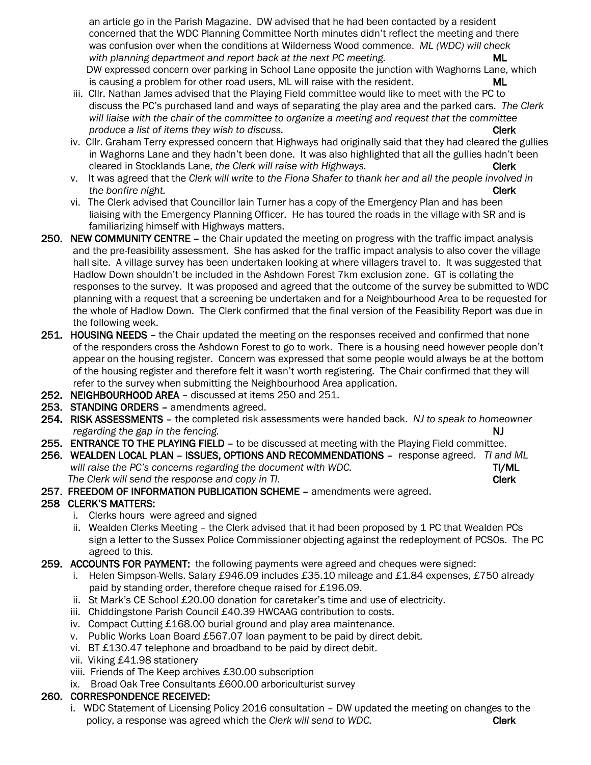an article go in the Parish Magazine. DW advised that he had been contacted by a resident concerned that the WDC Planning Committee North minutes didn't reflect the meeting and there was confusion over when the conditions at Wilderness Wood commence. *ML (WDC) will check with planning department and report back at the next PC meeting.* **ML**

DW expressed concern over parking in School Lane opposite the junction with Waghorns Lane, which is causing a problem for other road users, ML will raise with the resident. **ML**

iii. Cllr. Nathan James advised that the Playing Field committee would like to meet with the PC to discuss the PC's purchased land and ways of separating the play area and the parked cars. *The Clerk will liaise with the chair of the committee to organize a meeting and request that the committee produce a list of items they wish to discuss.* **Clerk**

iv. Cllr. Graham Terry expressed concern that Highways had originally said that they had cleared the gullies in Waghorns Lane and they hadn't been done. It was also highlighted that all the gullies hadn't been cleared in Stocklands Lane, *the Clerk will raise with Highways.* **Clerk**

v. It was agreed that the *Clerk will write to the Fiona Shafer to thank her and all the people involved in the bonfire night.* **Clerk**

vi. The Clerk advised that Councillor Iain Turner has a copy of the Emergency Plan and has been liaising with the Emergency Planning Officer. He has toured the roads in the village with SR and is familiarizing himself with Highways matters.

**250. NEW COMMUNITY CENTRE** – the Chair updated the meeting on progress with the traffic impact analysis and the pre-feasibility assessment. She has asked for the traffic impact analysis to also cover the village hall site. A village survey has been undertaken looking at where villagers travel to. It was suggested that Hadlow Down shouldn't be included in the Ashdown Forest 7km exclusion zone. GT is collating the responses to the survey. It was proposed and agreed that the outcome of the survey be submitted to WDC planning with a request that a screening be undertaken and for a Neighbourhood Area to be requested for the whole of Hadlow Down. The Clerk confirmed that the final version of the Feasibility Report was due in the following week.

**251. HOUSING NEEDS** – the Chair updated the meeting on the responses received and confirmed that none of the responders cross the Ashdown Forest to go to work. There is a housing need however people don't appear on the housing register. Concern was expressed that some people would always be at the bottom of the housing register and therefore felt it wasn't worth registering. The Chair confirmed that they will refer to the survey when submitting the Neighbourhood Area application.

**252. NEIGHBOURHOOD AREA** – discussed at items 250 and 251.

**253. STANDING ORDERS** – amendments agreed.

**254. RISK ASSESSMENTS** – the completed risk assessments were handed back. *NJ to speak to homeowner regarding the gap in the fencing.* **NJ**

**255. ENTRANCE TO THE PLAYING FIELD** – to be discussed at meeting with the Playing Field committee.

**256. WEALDEN LOCAL PLAN – ISSUES, OPTIONS AND RECOMMENDATIONS** – response agreed. *TI and ML will raise the PC's concerns regarding the document with WDC.* **TI/ML**
*The Clerk will send the response and copy in TI.* **Clerk**

**257. FREEDOM OF INFORMATION PUBLICATION SCHEME** – amendments were agreed.

**258 CLERK'S MATTERS:**

i. Clerks hours were agreed and signed

ii. Wealden Clerks Meeting – the Clerk advised that it had been proposed by 1 PC that Wealden PCs sign a letter to the Sussex Police Commissioner objecting against the redeployment of PCSOs. The PC agreed to this.

**259. ACCOUNTS FOR PAYMENT:** the following payments were agreed and cheques were signed:

i. Helen Simpson-Wells. Salary £946.09 includes £35.10 mileage and £1.84 expenses, £750 already paid by standing order, therefore cheque raised for £196.09.

ii. St Mark's CE School £20.00 donation for caretaker's time and use of electricity.

iii. Chiddingstone Parish Council £40.39 HWCAAG contribution to costs.

iv. Compact Cutting £168.00 burial ground and play area maintenance.

v. Public Works Loan Board £567.07 loan payment to be paid by direct debit.

vi. BT £130.47 telephone and broadband to be paid by direct debit.

vii. Viking £41.98 stationery

viii. Friends of The Keep archives £30.00 subscription

ix. Broad Oak Tree Consultants £600.00 arboriculturist survey

**260. CORRESPONDENCE RECEIVED:**

i. WDC Statement of Licensing Policy 2016 consultation – DW updated the meeting on changes to the policy, a response was agreed which the *Clerk will send to WDC.* **Clerk**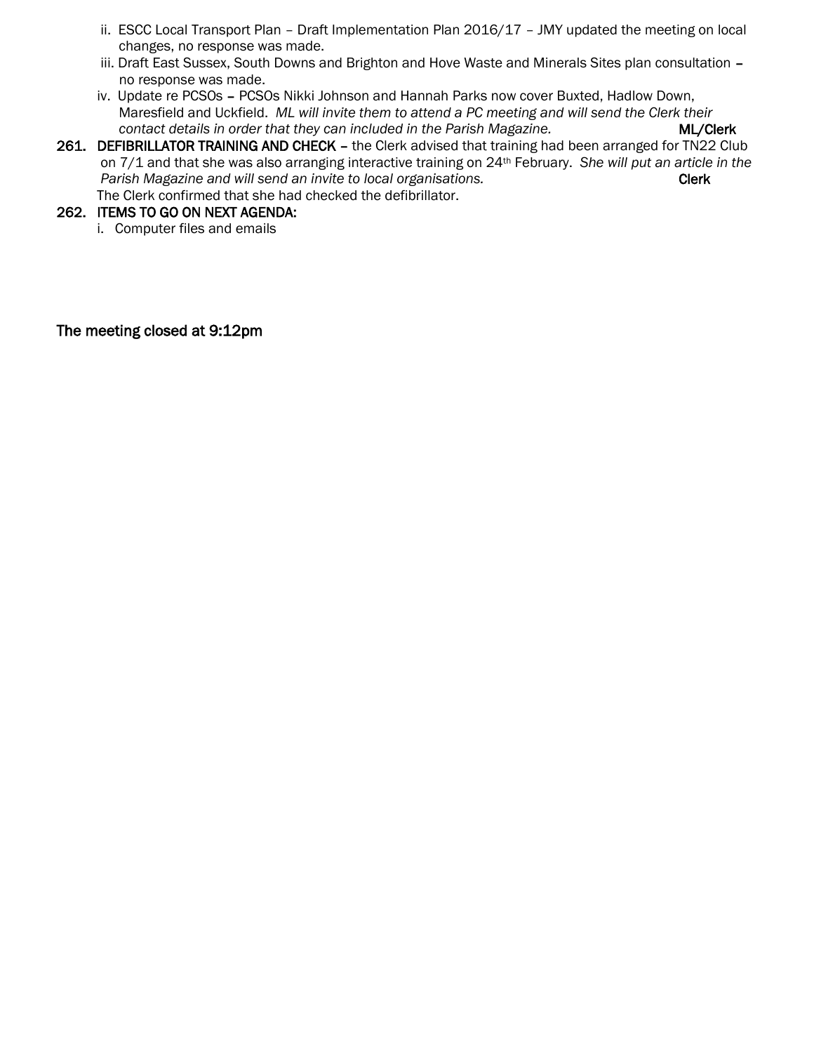ii. ESCC Local Transport Plan – Draft Implementation Plan 2016/17 – JMY updated the meeting on local changes, no response was made.

iii. Draft East Sussex, South Downs and Brighton and Hove Waste and Minerals Sites plan consultation – no response was made.

iv. Update re PCSOs – PCSOs Nikki Johnson and Hannah Parks now cover Buxted, Hadlow Down, Maresfield and Uckfield. *ML will invite them to attend a PC meeting and will send the Clerk their contact details in order that they can included in the Parish Magazine.* **ML/Clerk**

**261. DEFIBRILLATOR TRAINING AND CHECK** – the Clerk advised that training had been arranged for TN22 Club on 7/1 and that she was also arranging interactive training on 24th February. *She will put an article in the Parish Magazine and will send an invite to local organisations.* **Clerk**

The Clerk confirmed that she had checked the defibrillator.

**262. ITEMS TO GO ON NEXT AGENDA:**

i. Computer files and emails

**The meeting closed at 9:12pm**